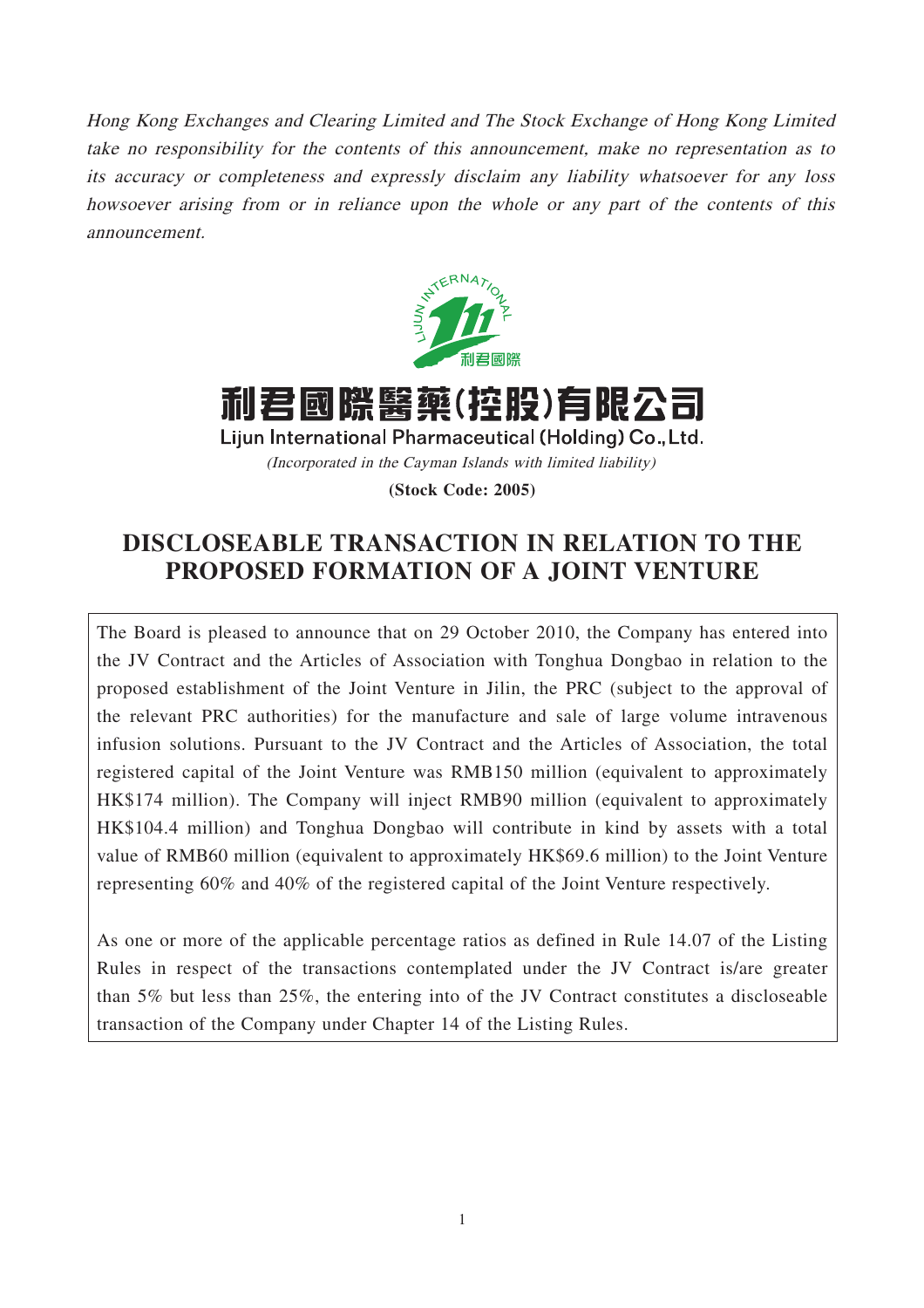*Hong Kong Exchanges and Clearing Limited and The Stock Exchange of Hong Kong Limited take no responsibility for the contents of this announcement, make no representation as to its accuracy or completeness and expressly disclaim any liability whatsoever for any loss howsoever arising from or in reliance upon the whole or any part of the contents of this announcement.*

# 利君國際醫藥(控股)有限公司

**Lijun International Pharmaceutical (Holding) Co., Ltd.**

*(Incorporated in the Cayman Islands with limited liability)*

**(Stock Code: 2005)**

## DISCLOSEABLE TRANSACTION IN RELATION TO THE PROPOSED FORMATION OF A JOINT VENTURE

The Board is pleased to announce that on 29 October 2010, the Company has entered into the JV Contract and the Articles of Association with Tonghua Dongbao in relation to the proposed establishment of the Joint Venture in Jilin, the PRC (subject to the approval of the relevant PRC authorities) for the manufacture and sale of large volume intravenous infusion solutions. Pursuant to the JV Contract and the Articles of Association, the total registered capital of the Joint Venture was RMB150 million (equivalent to approximately HK$174 million). The Company will inject RMB90 million (equivalent to approximately HK$104.4 million) and Tonghua Dongbao will contribute in kind by assets with a total value of RMB60 million (equivalent to approximately HK$69.6 million) to the Joint Venture representing 60% and 40% of the registered capital of the Joint Venture respectively.

As one or more of the applicable percentage ratios as defined in Rule 14.07 of the Listing Rules in respect of the transactions contemplated under the JV Contract is/are greater than 5% but less than 25%, the entering into of the JV Contract constitutes a discloseable transaction of the Company under Chapter 14 of the Listing Rules.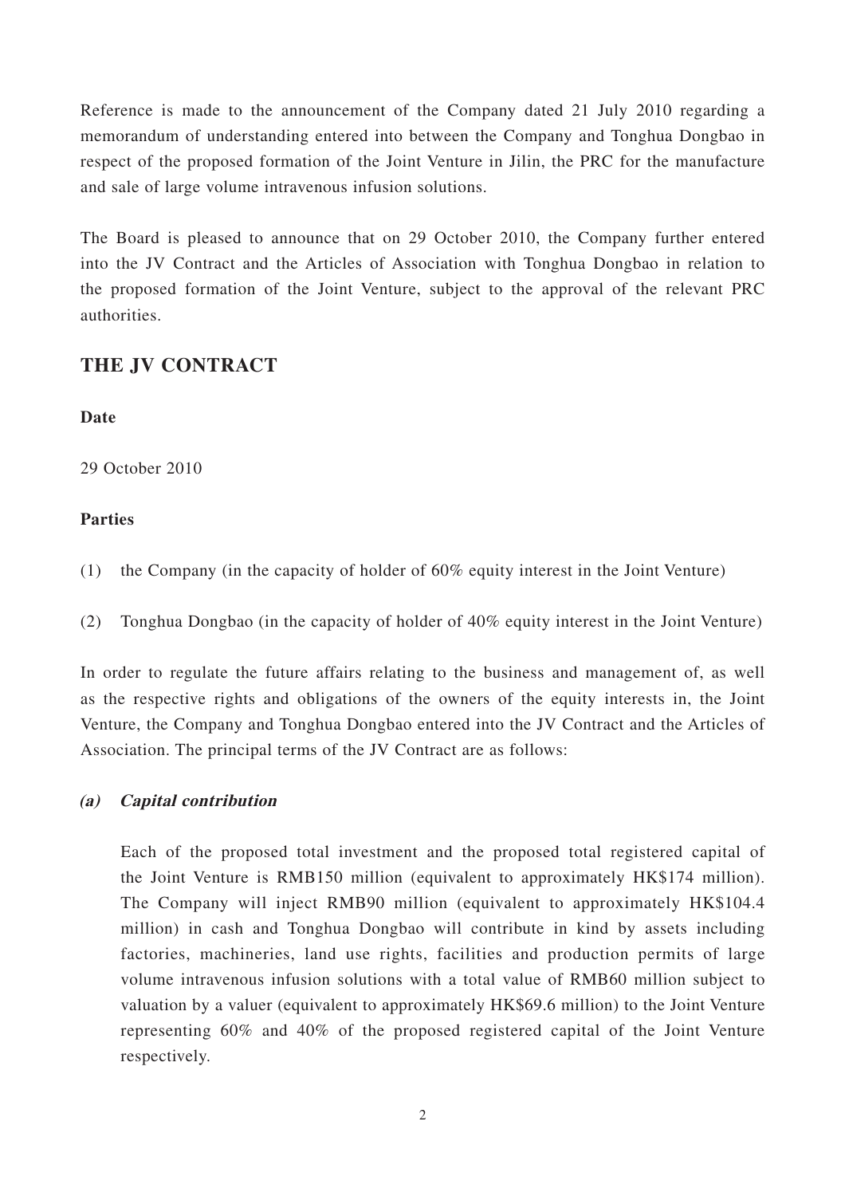Reference is made to the announcement of the Company dated 21 July 2010 regarding a memorandum of understanding entered into between the Company and Tonghua Dongbao in respect of the proposed formation of the Joint Venture in Jilin, the PRC for the manufacture and sale of large volume intravenous infusion solutions.

The Board is pleased to announce that on 29 October 2010, the Company further entered into the JV Contract and the Articles of Association with Tonghua Dongbao in relation to the proposed formation of the Joint Venture, subject to the approval of the relevant PRC authorities.

## THE JV CONTRACT

**Date**

29 October 2010

**Parties**

(1) the Company (in the capacity of holder of 60% equity interest in the Joint Venture)

(2) Tonghua Dongbao (in the capacity of holder of 40% equity interest in the Joint Venture)

In order to regulate the future affairs relating to the business and management of, as well as the respective rights and obligations of the owners of the equity interests in, the Joint Venture, the Company and Tonghua Dongbao entered into the JV Contract and the Articles of Association. The principal terms of the JV Contract are as follows:

***(a) Capital contribution***

Each of the proposed total investment and the proposed total registered capital of the Joint Venture is RMB150 million (equivalent to approximately HK$174 million). The Company will inject RMB90 million (equivalent to approximately HK$104.4 million) in cash and Tonghua Dongbao will contribute in kind by assets including factories, machineries, land use rights, facilities and production permits of large volume intravenous infusion solutions with a total value of RMB60 million subject to valuation by a valuer (equivalent to approximately HK$69.6 million) to the Joint Venture representing 60% and 40% of the proposed registered capital of the Joint Venture respectively.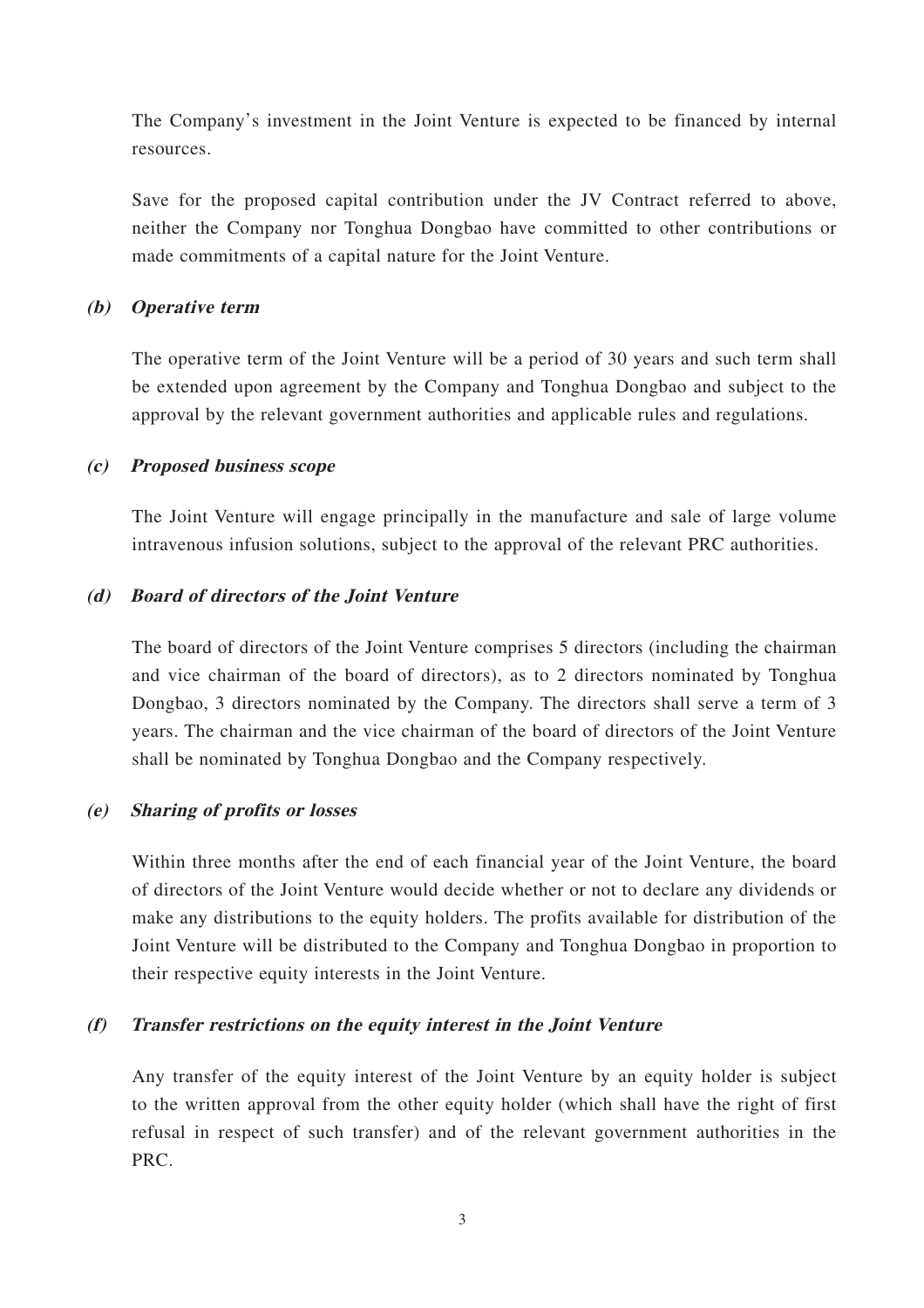The Company's investment in the Joint Venture is expected to be financed by internal resources.

Save for the proposed capital contribution under the JV Contract referred to above, neither the Company nor Tonghua Dongbao have committed to other contributions or made commitments of a capital nature for the Joint Venture.

***(b) Operative term***

The operative term of the Joint Venture will be a period of 30 years and such term shall be extended upon agreement by the Company and Tonghua Dongbao and subject to the approval by the relevant government authorities and applicable rules and regulations.

***(c) Proposed business scope***

The Joint Venture will engage principally in the manufacture and sale of large volume intravenous infusion solutions, subject to the approval of the relevant PRC authorities.

***(d) Board of directors of the Joint Venture***

The board of directors of the Joint Venture comprises 5 directors (including the chairman and vice chairman of the board of directors), as to 2 directors nominated by Tonghua Dongbao, 3 directors nominated by the Company. The directors shall serve a term of 3 years. The chairman and the vice chairman of the board of directors of the Joint Venture shall be nominated by Tonghua Dongbao and the Company respectively.

***(e) Sharing of profits or losses***

Within three months after the end of each financial year of the Joint Venture, the board of directors of the Joint Venture would decide whether or not to declare any dividends or make any distributions to the equity holders. The profits available for distribution of the Joint Venture will be distributed to the Company and Tonghua Dongbao in proportion to their respective equity interests in the Joint Venture.

***(f) Transfer restrictions on the equity interest in the Joint Venture***

Any transfer of the equity interest of the Joint Venture by an equity holder is subject to the written approval from the other equity holder (which shall have the right of first refusal in respect of such transfer) and of the relevant government authorities in the PRC.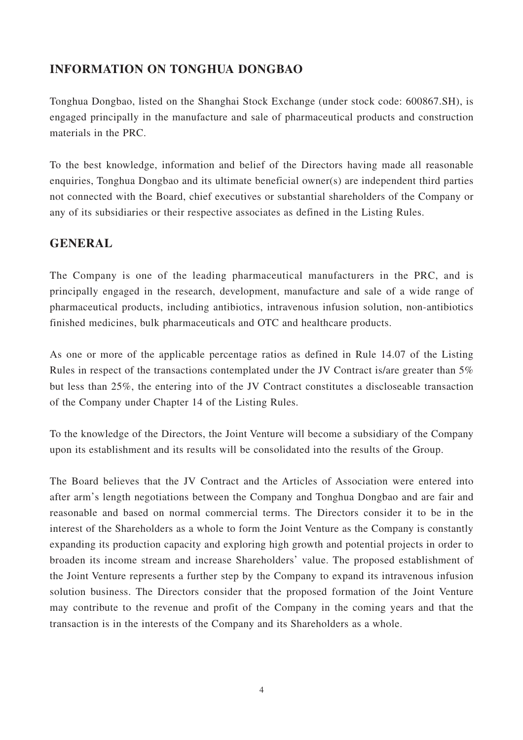## INFORMATION ON TONGHUA DONGBAO

Tonghua Dongbao, listed on the Shanghai Stock Exchange (under stock code: 600867.SH), is engaged principally in the manufacture and sale of pharmaceutical products and construction materials in the PRC.

To the best knowledge, information and belief of the Directors having made all reasonable enquiries, Tonghua Dongbao and its ultimate beneficial owner(s) are independent third parties not connected with the Board, chief executives or substantial shareholders of the Company or any of its subsidiaries or their respective associates as defined in the Listing Rules.

## GENERAL

The Company is one of the leading pharmaceutical manufacturers in the PRC, and is principally engaged in the research, development, manufacture and sale of a wide range of pharmaceutical products, including antibiotics, intravenous infusion solution, non-antibiotics finished medicines, bulk pharmaceuticals and OTC and healthcare products.

As one or more of the applicable percentage ratios as defined in Rule 14.07 of the Listing Rules in respect of the transactions contemplated under the JV Contract is/are greater than 5% but less than 25%, the entering into of the JV Contract constitutes a discloseable transaction of the Company under Chapter 14 of the Listing Rules.

To the knowledge of the Directors, the Joint Venture will become a subsidiary of the Company upon its establishment and its results will be consolidated into the results of the Group.

The Board believes that the JV Contract and the Articles of Association were entered into after arm's length negotiations between the Company and Tonghua Dongbao and are fair and reasonable and based on normal commercial terms. The Directors consider it to be in the interest of the Shareholders as a whole to form the Joint Venture as the Company is constantly expanding its production capacity and exploring high growth and potential projects in order to broaden its income stream and increase Shareholders' value. The proposed establishment of the Joint Venture represents a further step by the Company to expand its intravenous infusion solution business. The Directors consider that the proposed formation of the Joint Venture may contribute to the revenue and profit of the Company in the coming years and that the transaction is in the interests of the Company and its Shareholders as a whole.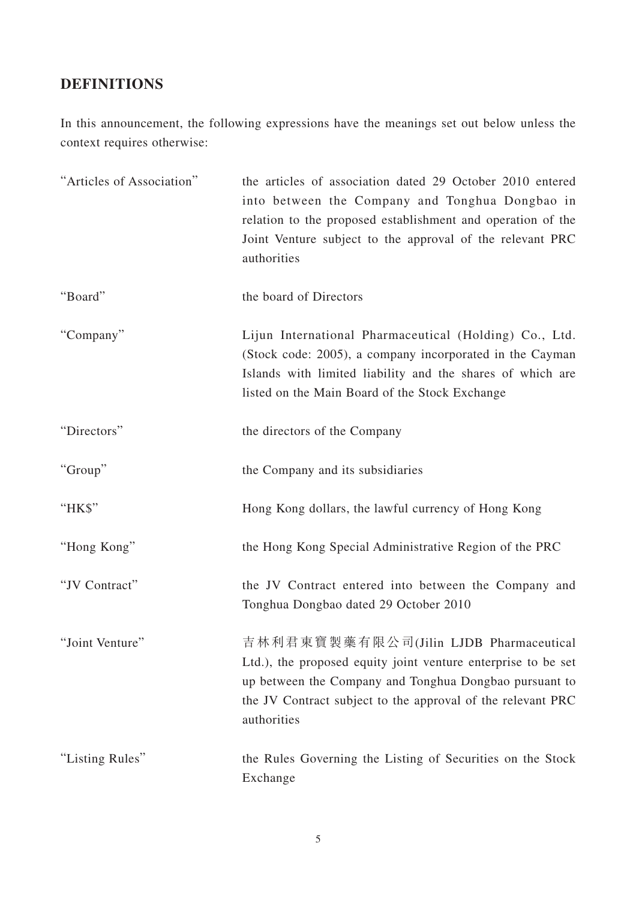## DEFINITIONS

In this announcement, the following expressions have the meanings set out below unless the context requires otherwise:

| | |
|---|---|
| "Articles of Association" | the articles of association dated 29 October 2010 entered into between the Company and Tonghua Dongbao in relation to the proposed establishment and operation of the Joint Venture subject to the approval of the relevant PRC authorities |
| "Board" | the board of Directors |
| "Company" | Lijun International Pharmaceutical (Holding) Co., Ltd. (Stock code: 2005), a company incorporated in the Cayman Islands with limited liability and the shares of which are listed on the Main Board of the Stock Exchange |
| "Directors" | the directors of the Company |
| "Group" | the Company and its subsidiaries |
| "HK$" | Hong Kong dollars, the lawful currency of Hong Kong |
| "Hong Kong" | the Hong Kong Special Administrative Region of the PRC |
| "JV Contract" | the JV Contract entered into between the Company and Tonghua Dongbao dated 29 October 2010 |
| "Joint Venture" | 吉林利君東寶製藥有限公司(Jilin LJDB Pharmaceutical Ltd.), the proposed equity joint venture enterprise to be set up between the Company and Tonghua Dongbao pursuant to the JV Contract subject to the approval of the relevant PRC authorities |
| "Listing Rules" | the Rules Governing the Listing of Securities on the Stock Exchange |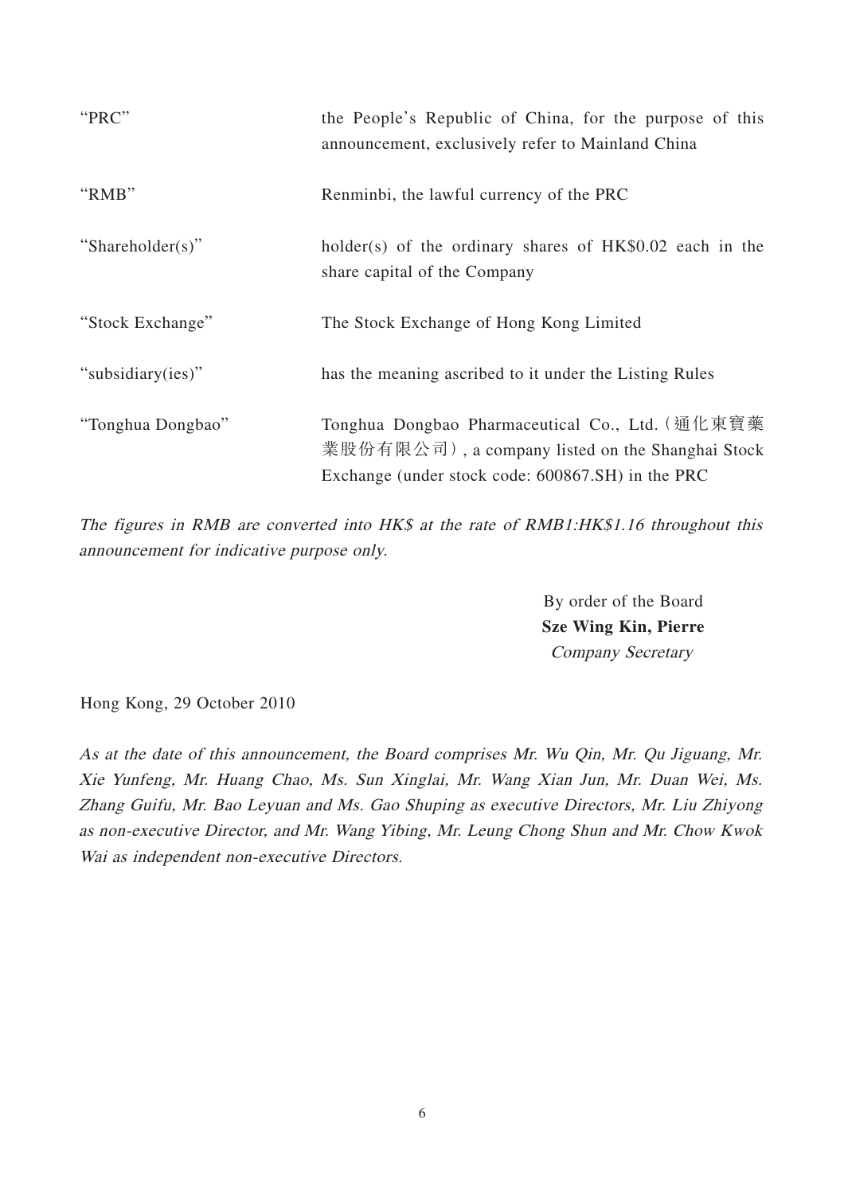| | |
|---|---|
| "PRC" | the People's Republic of China, for the purpose of this announcement, exclusively refer to Mainland China |
| "RMB" | Renminbi, the lawful currency of the PRC |
| "Shareholder(s)" | holder(s) of the ordinary shares of HK$0.02 each in the share capital of the Company |
| "Stock Exchange" | The Stock Exchange of Hong Kong Limited |
| "subsidiary(ies)" | has the meaning ascribed to it under the Listing Rules |
| "Tonghua Dongbao" | Tonghua Dongbao Pharmaceutical Co., Ltd.(通化東寶藥業股份有限公司), a company listed on the Shanghai Stock Exchange (under stock code: 600867.SH) in the PRC |

*The figures in RMB are converted into HK$ at the rate of RMB1:HK$1.16 throughout this announcement for indicative purpose only.*

By order of the Board
**Sze Wing Kin, Pierre**
*Company Secretary*

Hong Kong, 29 October 2010

*As at the date of this announcement, the Board comprises Mr. Wu Qin, Mr. Qu Jiguang, Mr. Xie Yunfeng, Mr. Huang Chao, Ms. Sun Xinglai, Mr. Wang Xian Jun, Mr. Duan Wei, Ms. Zhang Guifu, Mr. Bao Leyuan and Ms. Gao Shuping as executive Directors, Mr. Liu Zhiyong as non-executive Director, and Mr. Wang Yibing, Mr. Leung Chong Shun and Mr. Chow Kwok Wai as independent non-executive Directors.*